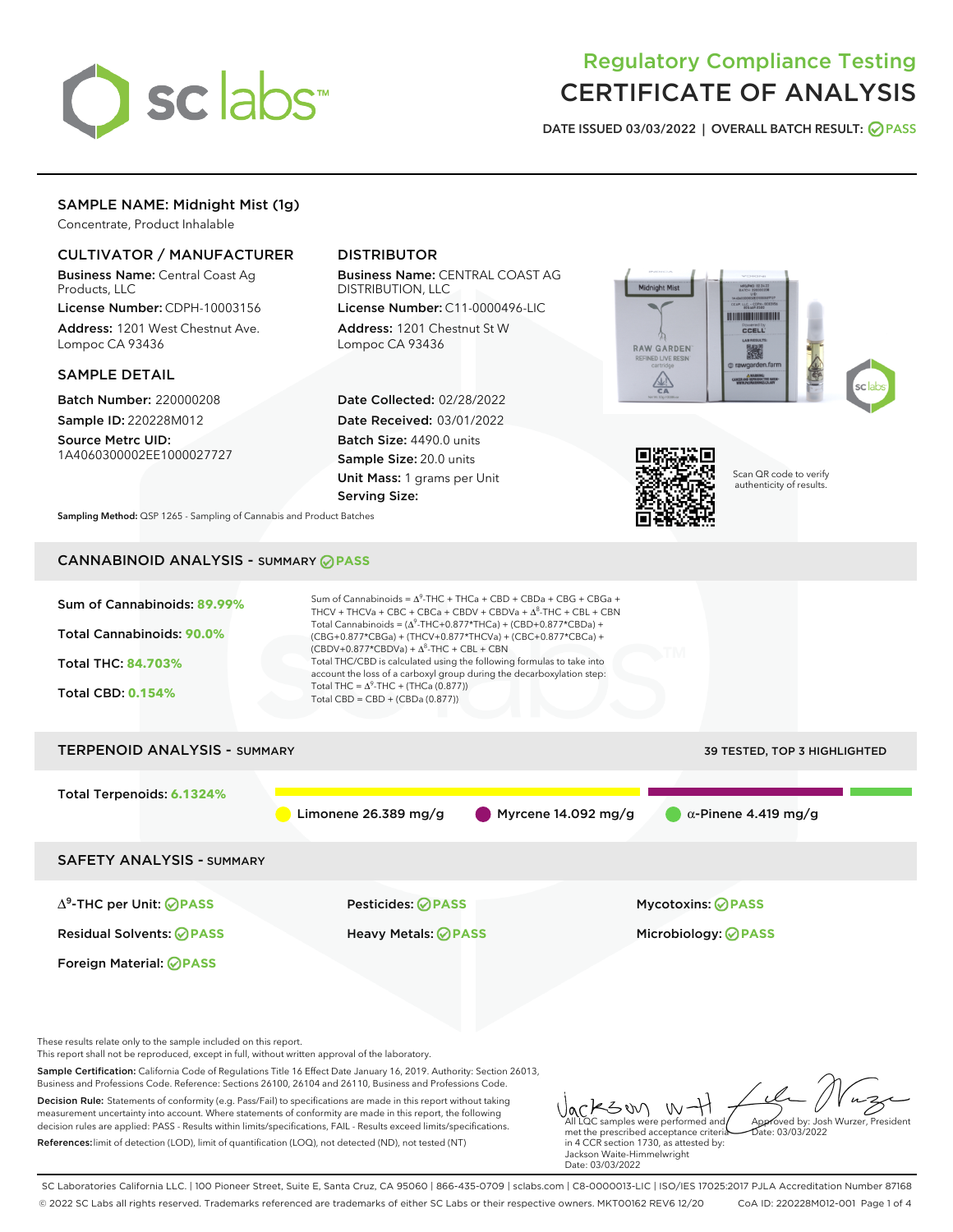# Regulatory Compliance Testing
# CERTIFICATE OF ANALYSIS

DATE ISSUED 03/03/2022 | OVERALL BATCH RESULT: PASS

## SAMPLE NAME: Midnight Mist (1g)

Concentrate, Product Inhalable

### CULTIVATOR / MANUFACTURER

**Business Name:** Central Coast Ag Products, LLC

**License Number:** CDPH-10003156

**Address:** 1201 West Chestnut Ave. Lompoc CA 93436

### DISTRIBUTOR

**Business Name:** CENTRAL COAST AG DISTRIBUTION, LLC

**License Number:** C11-0000496-LIC

**Address:** 1201 Chestnut St W Lompoc CA 93436

### SAMPLE DETAIL

**Batch Number:** 220000208

**Sample ID:** 220228M012

**Source Metrc UID:** 1A4060300002EE1000027727

**Date Collected:** 02/28/2022

**Date Received:** 03/01/2022

**Batch Size:** 4490.0 units

**Sample Size:** 20.0 units

**Unit Mass:** 1 grams per Unit

**Serving Size:**

Scan QR code to verify authenticity of results.

**Sampling Method:** QSP 1265 - Sampling of Cannabis and Product Batches

## CANNABINOID ANALYSIS - SUMMARY PASS

Sum of Cannabinoids: **89.99%**

Total Cannabinoids: **90.0%**

Total THC: **84.703%**

Total CBD: **0.154%**

Sum of Cannabinoids = $\Delta^9$-THC + THCa + CBD + CBDa + CBG + CBGa + THCV + THCVa + CBC + CBCa + CBDV + CBDVa + $\Delta^8$-THC + CBL + CBN

Total Cannabinoids = ($\Delta^9$-THC+0.877*THCa) + (CBD+0.877*CBDa) + (CBG+0.877*CBGa) + (THCV+0.877*THCVa) + (CBC+0.877*CBCa) + (CBDV+0.877*CBDVa) + $\Delta^8$-THC + CBL + CBN

Total THC/CBD is calculated using the following formulas to take into account the loss of a carboxyl group during the decarboxylation step:

Total THC = $\Delta^9$-THC + (THCa (0.877))

Total CBD = CBD + (CBDa (0.877))

## TERPENOID ANALYSIS - SUMMARY

39 TESTED, TOP 3 HIGHLIGHTED

Total Terpenoids: **6.1324%**

Limonene 26.389 mg/g | Myrcene 14.092 mg/g | α-Pinene 4.419 mg/g

## SAFETY ANALYSIS - SUMMARY

| | | |
|---|---|---|
| $\Delta^9$-THC per Unit: PASS | Pesticides: PASS | Mycotoxins: PASS |
| Residual Solvents: PASS | Heavy Metals: PASS | Microbiology: PASS |
| Foreign Material: PASS | | |

These results relate only to the sample included on this report.
This report shall not be reproduced, except in full, without written approval of the laboratory.

**Sample Certification:** California Code of Regulations Title 16 Effect Date January 16, 2019. Authority: Section 26013, Business and Professions Code. Reference: Sections 26100, 26104 and 26110, Business and Professions Code.

**Decision Rule:** Statements of conformity (e.g. Pass/Fail) to specifications are made in this report without taking measurement uncertainty into account. Where statements of conformity are made in this report, the following decision rules are applied: PASS - Results within limits/specifications, FAIL - Results exceed limits/specifications.

**References:** limit of detection (LOD), limit of quantification (LOQ), not detected (ND), not tested (NT)

All LQC samples were performed and met the prescribed acceptance criteria in 4 CCR section 1730, as attested by: Jackson Waite-Himmelwright Date: 03/03/2022

Approved by: Josh Wurzer, President Date: 03/03/2022

SC Laboratories California LLC. | 100 Pioneer Street, Suite E, Santa Cruz, CA 95060 | 866-435-0709 | sclabs.com | C8-0000013-LIC | ISO/IES 17025:2017 PJLA Accreditation Number 87168
© 2022 SC Labs all rights reserved. Trademarks referenced are trademarks of either SC Labs or their respective owners. MKT00162 REV6 12/20 CoA ID: 220228M012-001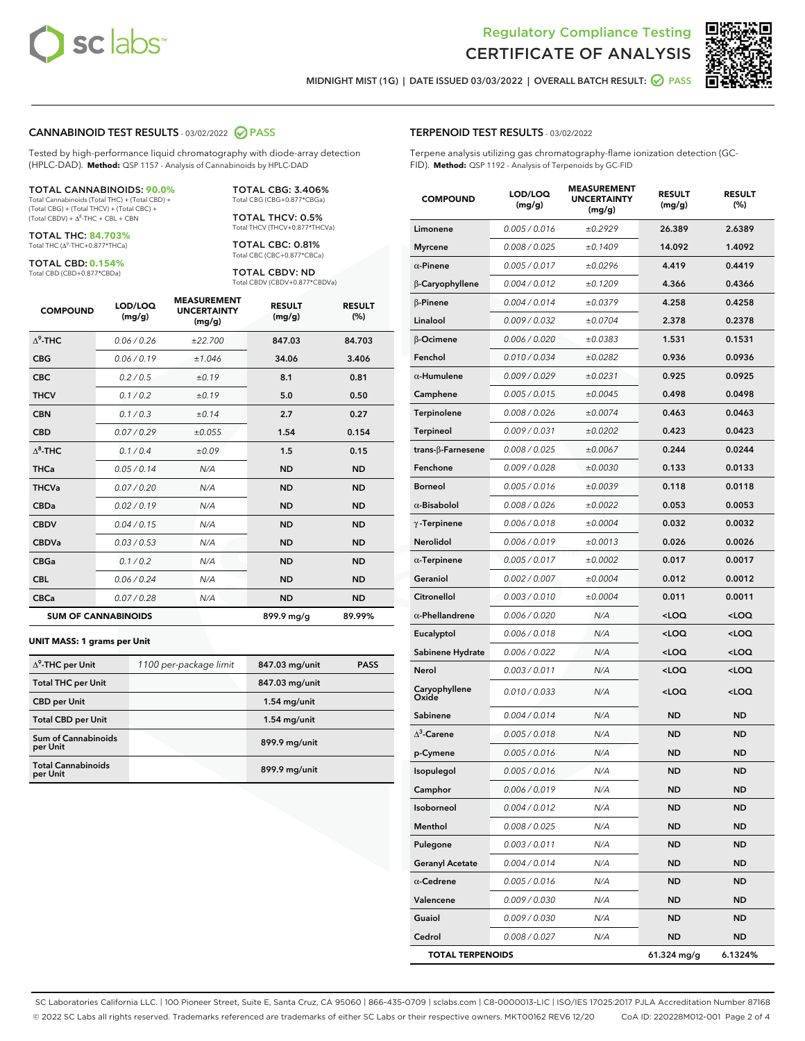# Regulatory Compliance Testing
# CERTIFICATE OF ANALYSIS

MIDNIGHT MIST (1G) | DATE ISSUED 03/03/2022 | OVERALL BATCH RESULT: PASS

## CANNABINOID TEST RESULTS - 03/02/2022 PASS

Tested by high-performance liquid chromatography with diode-array detection (HPLC-DAD). **Method:** QSP 1157 - Analysis of Cannabinoids by HPLC-DAD

**TOTAL CANNABINOIDS: 90.0%**
Total Cannabinoids (Total THC) + (Total CBD) + (Total CBG) + (Total THCV) + (Total CBC) + (Total CBDV) + $\Delta^8$-THC + CBL + CBN

**TOTAL THC: 84.703%**
Total THC ($\Delta^9$-THC+0.877*THCa)

**TOTAL CBD: 0.154%**
Total CBD (CBD+0.877*CBDa)

**TOTAL CBG: 3.406%**
Total CBG (CBG+0.877*CBGa)

**TOTAL THCV: 0.5%**
Total THCV (THCV+0.877*THCVa)

**TOTAL CBC: 0.81%**
Total CBC (CBC+0.877*CBCa)

**TOTAL CBDV: ND**
Total CBDV (CBDV+0.877*CBDVa)

| COMPOUND | LOD/LOQ (mg/g) | MEASUREMENT UNCERTAINTY (mg/g) | RESULT (mg/g) | RESULT (%) |
|---|---|---|---|---|
| $\Delta^9$-THC | 0.06 / 0.26 | ±22.700 | 847.03 | 84.703 |
| CBG | 0.06 / 0.19 | ±1.046 | 34.06 | 3.406 |
| CBC | 0.2 / 0.5 | ±0.19 | 8.1 | 0.81 |
| THCV | 0.1 / 0.2 | ±0.19 | 5.0 | 0.50 |
| CBN | 0.1 / 0.3 | ±0.14 | 2.7 | 0.27 |
| CBD | 0.07 / 0.29 | ±0.055 | 1.54 | 0.154 |
| $\Delta^8$-THC | 0.1 / 0.4 | ±0.09 | 1.5 | 0.15 |
| THCa | 0.05 / 0.14 | N/A | ND | ND |
| THCVa | 0.07 / 0.20 | N/A | ND | ND |
| CBDa | 0.02 / 0.19 | N/A | ND | ND |
| CBDV | 0.04 / 0.15 | N/A | ND | ND |
| CBDVa | 0.03 / 0.53 | N/A | ND | ND |
| CBGa | 0.1 / 0.2 | N/A | ND | ND |
| CBL | 0.06 / 0.24 | N/A | ND | ND |
| CBCa | 0.07 / 0.28 | N/A | ND | ND |
| **SUM OF CANNABINOIDS** | | | 899.9 mg/g | 89.99% |

**UNIT MASS: 1 grams per Unit**

| | | | |
|---|---|---|---|
| $\Delta^9$-THC per Unit | 1100 per-package limit | 847.03 mg/unit | PASS |
| Total THC per Unit | | 847.03 mg/unit | |
| CBD per Unit | | 1.54 mg/unit | |
| Total CBD per Unit | | 1.54 mg/unit | |
| Sum of Cannabinoids per Unit | | 899.9 mg/unit | |
| Total Cannabinoids per Unit | | 899.9 mg/unit | |

## TERPENOID TEST RESULTS - 03/02/2022

Terpene analysis utilizing gas chromatography-flame ionization detection (GC-FID). **Method:** QSP 1192 - Analysis of Terpenoids by GC-FID

| COMPOUND | LOD/LOQ (mg/g) | MEASUREMENT UNCERTAINTY (mg/g) | RESULT (mg/g) | RESULT (%) |
|---|---|---|---|---|
| Limonene | 0.005 / 0.016 | ±0.2929 | 26.389 | 2.6389 |
| Myrcene | 0.008 / 0.025 | ±0.1409 | 14.092 | 1.4092 |
| α-Pinene | 0.005 / 0.017 | ±0.0296 | 4.419 | 0.4419 |
| β-Caryophyllene | 0.004 / 0.012 | ±0.1209 | 4.366 | 0.4366 |
| β-Pinene | 0.004 / 0.014 | ±0.0379 | 4.258 | 0.4258 |
| Linalool | 0.009 / 0.032 | ±0.0704 | 2.378 | 0.2378 |
| β-Ocimene | 0.006 / 0.020 | ±0.0383 | 1.531 | 0.1531 |
| Fenchol | 0.010 / 0.034 | ±0.0282 | 0.936 | 0.0936 |
| α-Humulene | 0.009 / 0.029 | ±0.0231 | 0.925 | 0.0925 |
| Camphene | 0.005 / 0.015 | ±0.0045 | 0.498 | 0.0498 |
| Terpinolene | 0.008 / 0.026 | ±0.0074 | 0.463 | 0.0463 |
| Terpineol | 0.009 / 0.031 | ±0.0202 | 0.423 | 0.0423 |
| trans-β-Farnesene | 0.008 / 0.025 | ±0.0067 | 0.244 | 0.0244 |
| Fenchone | 0.009 / 0.028 | ±0.0030 | 0.133 | 0.0133 |
| Borneol | 0.005 / 0.016 | ±0.0039 | 0.118 | 0.0118 |
| α-Bisabolol | 0.008 / 0.026 | ±0.0022 | 0.053 | 0.0053 |
| γ-Terpinene | 0.006 / 0.018 | ±0.0004 | 0.032 | 0.0032 |
| Nerolidol | 0.006 / 0.019 | ±0.0013 | 0.026 | 0.0026 |
| α-Terpinene | 0.005 / 0.017 | ±0.0002 | 0.017 | 0.0017 |
| Geraniol | 0.002 / 0.007 | ±0.0004 | 0.012 | 0.0012 |
| Citronellol | 0.003 / 0.010 | ±0.0004 | 0.011 | 0.0011 |
| α-Phellandrene | 0.006 / 0.020 | N/A | <LOQ | <LOQ |
| Eucalyptol | 0.006 / 0.018 | N/A | <LOQ | <LOQ |
| Sabinene Hydrate | 0.006 / 0.022 | N/A | <LOQ | <LOQ |
| Nerol | 0.003 / 0.011 | N/A | <LOQ | <LOQ |
| Caryophyllene Oxide | 0.010 / 0.033 | N/A | <LOQ | <LOQ |
| Sabinene | 0.004 / 0.014 | N/A | ND | ND |
| $\Delta^3$-Carene | 0.005 / 0.018 | N/A | ND | ND |
| p-Cymene | 0.005 / 0.016 | N/A | ND | ND |
| Isopulegol | 0.005 / 0.016 | N/A | ND | ND |
| Camphor | 0.006 / 0.019 | N/A | ND | ND |
| Isoborneol | 0.004 / 0.012 | N/A | ND | ND |
| Menthol | 0.008 / 0.025 | N/A | ND | ND |
| Pulegone | 0.003 / 0.011 | N/A | ND | ND |
| Geranyl Acetate | 0.004 / 0.014 | N/A | ND | ND |
| α-Cedrene | 0.005 / 0.016 | N/A | ND | ND |
| Valencene | 0.009 / 0.030 | N/A | ND | ND |
| Guaiol | 0.009 / 0.030 | N/A | ND | ND |
| Cedrol | 0.008 / 0.027 | N/A | ND | ND |
| **TOTAL TERPENOIDS** | | | 61.324 mg/g | 6.1324% |

SC Laboratories California LLC. | 100 Pioneer Street, Suite E, Santa Cruz, CA 95060 | 866-435-0709 | sclabs.com | C8-0000013-LIC | ISO/IES 17025:2017 PJLA Accreditation Number 87168
© 2022 SC Labs all rights reserved. Trademarks referenced are trademarks of either SC Labs or their respective owners. MKT00162 REV6 12/20 CoA ID: 220228M012-001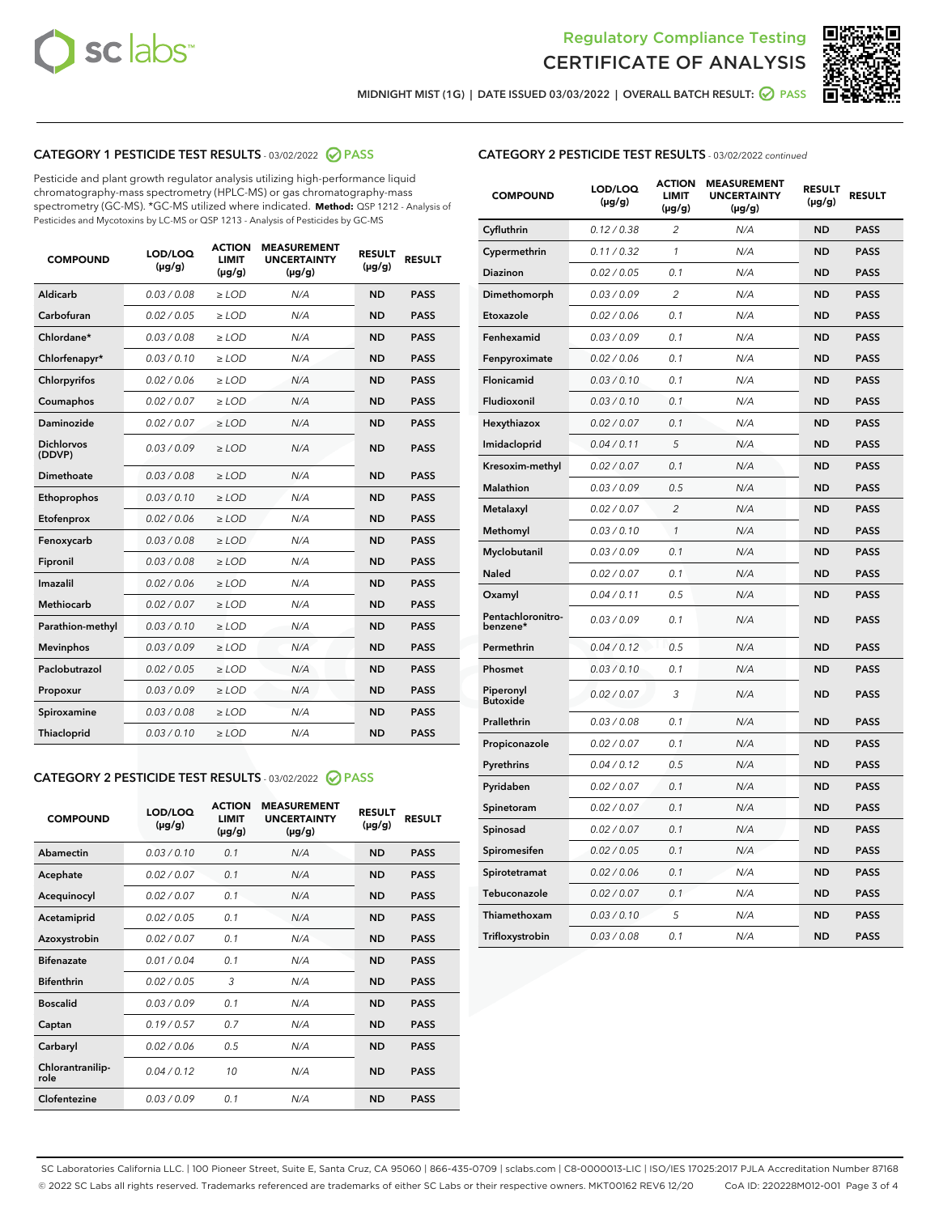Regulatory Compliance Testing
CERTIFICATE OF ANALYSIS

MIDNIGHT MIST (1G) | DATE ISSUED 03/03/2022 | OVERALL BATCH RESULT: PASS

## CATEGORY 1 PESTICIDE TEST RESULTS - 03/02/2022 PASS

Pesticide and plant growth regulator analysis utilizing high-performance liquid chromatography-mass spectrometry (HPLC-MS) or gas chromatography-mass spectrometry (GC-MS). *GC-MS utilized where indicated. **Method:** QSP 1212 - Analysis of Pesticides and Mycotoxins by LC-MS or QSP 1213 - Analysis of Pesticides by GC-MS

| COMPOUND | LOD/LOQ (µg/g) | ACTION LIMIT (µg/g) | MEASUREMENT UNCERTAINTY (µg/g) | RESULT (µg/g) | RESULT |
|---|---|---|---|---|---|
| Aldicarb | 0.03 / 0.08 | ≥ LOD | N/A | ND | PASS |
| Carbofuran | 0.02 / 0.05 | ≥ LOD | N/A | ND | PASS |
| Chlordane* | 0.03 / 0.08 | ≥ LOD | N/A | ND | PASS |
| Chlorfenapyr* | 0.03 / 0.10 | ≥ LOD | N/A | ND | PASS |
| Chlorpyrifos | 0.02 / 0.06 | ≥ LOD | N/A | ND | PASS |
| Coumaphos | 0.02 / 0.07 | ≥ LOD | N/A | ND | PASS |
| Daminozide | 0.02 / 0.07 | ≥ LOD | N/A | ND | PASS |
| Dichlorvos (DDVP) | 0.03 / 0.09 | ≥ LOD | N/A | ND | PASS |
| Dimethoate | 0.03 / 0.08 | ≥ LOD | N/A | ND | PASS |
| Ethoprophos | 0.03 / 0.10 | ≥ LOD | N/A | ND | PASS |
| Etofenprox | 0.02 / 0.06 | ≥ LOD | N/A | ND | PASS |
| Fenoxycarb | 0.03 / 0.08 | ≥ LOD | N/A | ND | PASS |
| Fipronil | 0.03 / 0.08 | ≥ LOD | N/A | ND | PASS |
| Imazalil | 0.02 / 0.06 | ≥ LOD | N/A | ND | PASS |
| Methiocarb | 0.02 / 0.07 | ≥ LOD | N/A | ND | PASS |
| Parathion-methyl | 0.03 / 0.10 | ≥ LOD | N/A | ND | PASS |
| Mevinphos | 0.03 / 0.09 | ≥ LOD | N/A | ND | PASS |
| Paclobutrazol | 0.02 / 0.05 | ≥ LOD | N/A | ND | PASS |
| Propoxur | 0.03 / 0.09 | ≥ LOD | N/A | ND | PASS |
| Spiroxamine | 0.03 / 0.08 | ≥ LOD | N/A | ND | PASS |
| Thiacloprid | 0.03 / 0.10 | ≥ LOD | N/A | ND | PASS |

## CATEGORY 2 PESTICIDE TEST RESULTS - 03/02/2022 PASS

| COMPOUND | LOD/LOQ (µg/g) | ACTION LIMIT (µg/g) | MEASUREMENT UNCERTAINTY (µg/g) | RESULT (µg/g) | RESULT |
|---|---|---|---|---|---|
| Abamectin | 0.03 / 0.10 | 0.1 | N/A | ND | PASS |
| Acephate | 0.02 / 0.07 | 0.1 | N/A | ND | PASS |
| Acequinocyl | 0.02 / 0.07 | 0.1 | N/A | ND | PASS |
| Acetamiprid | 0.02 / 0.05 | 0.1 | N/A | ND | PASS |
| Azoxystrobin | 0.02 / 0.07 | 0.1 | N/A | ND | PASS |
| Bifenazate | 0.01 / 0.04 | 0.1 | N/A | ND | PASS |
| Bifenthrin | 0.02 / 0.05 | 3 | N/A | ND | PASS |
| Boscalid | 0.03 / 0.09 | 0.1 | N/A | ND | PASS |
| Captan | 0.19 / 0.57 | 0.7 | N/A | ND | PASS |
| Carbaryl | 0.02 / 0.06 | 0.5 | N/A | ND | PASS |
| Chlorantraniliprole | 0.04 / 0.12 | 10 | N/A | ND | PASS |
| Clofentezine | 0.03 / 0.09 | 0.1 | N/A | ND | PASS |
| Cyfluthrin | 0.12 / 0.38 | 2 | N/A | ND | PASS |
| Cypermethrin | 0.11 / 0.32 | 1 | N/A | ND | PASS |
| Diazinon | 0.02 / 0.05 | 0.1 | N/A | ND | PASS |
| Dimethomorph | 0.03 / 0.09 | 2 | N/A | ND | PASS |
| Etoxazole | 0.02 / 0.06 | 0.1 | N/A | ND | PASS |
| Fenhexamid | 0.03 / 0.09 | 0.1 | N/A | ND | PASS |
| Fenpyroximate | 0.02 / 0.06 | 0.1 | N/A | ND | PASS |
| Flonicamid | 0.03 / 0.10 | 0.1 | N/A | ND | PASS |
| Fludioxonil | 0.03 / 0.10 | 0.1 | N/A | ND | PASS |
| Hexythiazox | 0.02 / 0.07 | 0.1 | N/A | ND | PASS |
| Imidacloprid | 0.04 / 0.11 | 5 | N/A | ND | PASS |
| Kresoxim-methyl | 0.02 / 0.07 | 0.1 | N/A | ND | PASS |
| Malathion | 0.03 / 0.09 | 0.5 | N/A | ND | PASS |
| Metalaxyl | 0.02 / 0.07 | 2 | N/A | ND | PASS |
| Methomyl | 0.03 / 0.10 | 1 | N/A | ND | PASS |
| Myclobutanil | 0.03 / 0.09 | 0.1 | N/A | ND | PASS |
| Naled | 0.02 / 0.07 | 0.1 | N/A | ND | PASS |
| Oxamyl | 0.04 / 0.11 | 0.5 | N/A | ND | PASS |
| Pentachloronitrobenzene* | 0.03 / 0.09 | 0.1 | N/A | ND | PASS |
| Permethrin | 0.04 / 0.12 | 0.5 | N/A | ND | PASS |
| Phosmet | 0.03 / 0.10 | 0.1 | N/A | ND | PASS |
| Piperonyl Butoxide | 0.02 / 0.07 | 3 | N/A | ND | PASS |
| Prallethrin | 0.03 / 0.08 | 0.1 | N/A | ND | PASS |
| Propiconazole | 0.02 / 0.07 | 0.1 | N/A | ND | PASS |
| Pyrethrins | 0.04 / 0.12 | 0.5 | N/A | ND | PASS |
| Pyridaben | 0.02 / 0.07 | 0.1 | N/A | ND | PASS |
| Spinetoram | 0.02 / 0.07 | 0.1 | N/A | ND | PASS |
| Spinosad | 0.02 / 0.07 | 0.1 | N/A | ND | PASS |
| Spiromesifen | 0.02 / 0.05 | 0.1 | N/A | ND | PASS |
| Spirotetramat | 0.02 / 0.06 | 0.1 | N/A | ND | PASS |
| Tebuconazole | 0.02 / 0.07 | 0.1 | N/A | ND | PASS |
| Thiamethoxam | 0.03 / 0.10 | 5 | N/A | ND | PASS |
| Trifloxystrobin | 0.03 / 0.08 | 0.1 | N/A | ND | PASS |

SC Laboratories California LLC. | 100 Pioneer Street, Suite E, Santa Cruz, CA 95060 | 866-435-0709 | sclabs.com | C8-0000013-LIC | ISO/IES 17025:2017 PJLA Accreditation Number 87168
© 2022 SC Labs all rights reserved. Trademarks referenced are trademarks of either SC Labs or their respective owners. MKT00162 REV6 12/20 CoA ID: 220228M012-001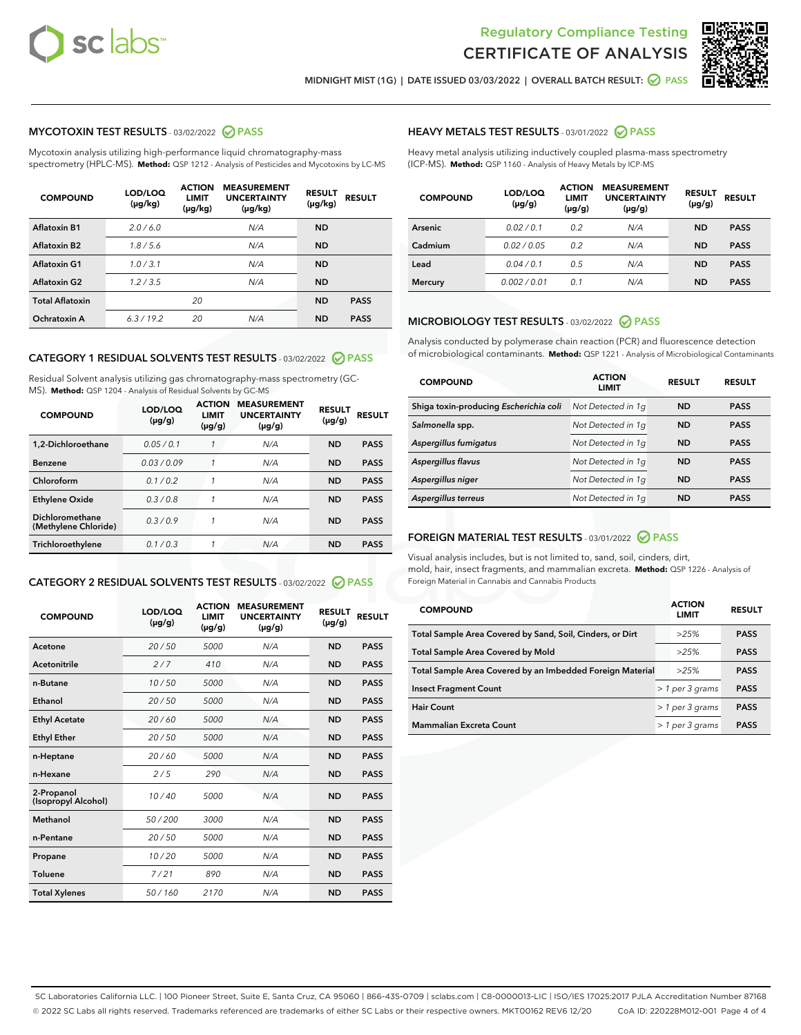Regulatory Compliance Testing

# CERTIFICATE OF ANALYSIS

MIDNIGHT MIST (1G) | DATE ISSUED 03/03/2022 | OVERALL BATCH RESULT: PASS

## MYCOTOXIN TEST RESULTS - 03/02/2022 PASS

Mycotoxin analysis utilizing high-performance liquid chromatography-mass spectrometry (HPLC-MS). **Method:** QSP 1212 - Analysis of Pesticides and Mycotoxins by LC-MS

| COMPOUND | LOD/LOQ (µg/kg) | ACTION LIMIT (µg/kg) | MEASUREMENT UNCERTAINTY (µg/kg) | RESULT (µg/kg) | RESULT |
|---|---|---|---|---|---|
| Aflatoxin B1 | 2.0 / 6.0 | | N/A | ND | |
| Aflatoxin B2 | 1.8 / 5.6 | | N/A | ND | |
| Aflatoxin G1 | 1.0 / 3.1 | | N/A | ND | |
| Aflatoxin G2 | 1.2 / 3.5 | | N/A | ND | |
| Total Aflatoxin | | 20 | | ND | PASS |
| Ochratoxin A | 6.3 / 19.2 | 20 | N/A | ND | PASS |

## CATEGORY 1 RESIDUAL SOLVENTS TEST RESULTS - 03/02/2022 PASS

Residual Solvent analysis utilizing gas chromatography-mass spectrometry (GC-MS). **Method:** QSP 1204 - Analysis of Residual Solvents by GC-MS

| COMPOUND | LOD/LOQ (µg/g) | ACTION LIMIT (µg/g) | MEASUREMENT UNCERTAINTY (µg/g) | RESULT (µg/g) | RESULT |
|---|---|---|---|---|---|
| 1,2-Dichloroethane | 0.05 / 0.1 | 1 | N/A | ND | PASS |
| Benzene | 0.03 / 0.09 | 1 | N/A | ND | PASS |
| Chloroform | 0.1 / 0.2 | 1 | N/A | ND | PASS |
| Ethylene Oxide | 0.3 / 0.8 | 1 | N/A | ND | PASS |
| Dichloromethane (Methylene Chloride) | 0.3 / 0.9 | 1 | N/A | ND | PASS |
| Trichloroethylene | 0.1 / 0.3 | 1 | N/A | ND | PASS |

## CATEGORY 2 RESIDUAL SOLVENTS TEST RESULTS - 03/02/2022 PASS

| COMPOUND | LOD/LOQ (µg/g) | ACTION LIMIT (µg/g) | MEASUREMENT UNCERTAINTY (µg/g) | RESULT (µg/g) | RESULT |
|---|---|---|---|---|---|
| Acetone | 20 / 50 | 5000 | N/A | ND | PASS |
| Acetonitrile | 2 / 7 | 410 | N/A | ND | PASS |
| n-Butane | 10 / 50 | 5000 | N/A | ND | PASS |
| Ethanol | 20 / 50 | 5000 | N/A | ND | PASS |
| Ethyl Acetate | 20 / 60 | 5000 | N/A | ND | PASS |
| Ethyl Ether | 20 / 50 | 5000 | N/A | ND | PASS |
| n-Heptane | 20 / 60 | 5000 | N/A | ND | PASS |
| n-Hexane | 2 / 5 | 290 | N/A | ND | PASS |
| 2-Propanol (Isopropyl Alcohol) | 10 / 40 | 5000 | N/A | ND | PASS |
| Methanol | 50 / 200 | 3000 | N/A | ND | PASS |
| n-Pentane | 20 / 50 | 5000 | N/A | ND | PASS |
| Propane | 10 / 20 | 5000 | N/A | ND | PASS |
| Toluene | 7 / 21 | 890 | N/A | ND | PASS |
| Total Xylenes | 50 / 160 | 2170 | N/A | ND | PASS |

## HEAVY METALS TEST RESULTS - 03/01/2022 PASS

Heavy metal analysis utilizing inductively coupled plasma-mass spectrometry (ICP-MS). **Method:** QSP 1160 - Analysis of Heavy Metals by ICP-MS

| COMPOUND | LOD/LOQ (µg/g) | ACTION LIMIT (µg/g) | MEASUREMENT UNCERTAINTY (µg/g) | RESULT (µg/g) | RESULT |
|---|---|---|---|---|---|
| Arsenic | 0.02 / 0.1 | 0.2 | N/A | ND | PASS |
| Cadmium | 0.02 / 0.05 | 0.2 | N/A | ND | PASS |
| Lead | 0.04 / 0.1 | 0.5 | N/A | ND | PASS |
| Mercury | 0.002 / 0.01 | 0.1 | N/A | ND | PASS |

## MICROBIOLOGY TEST RESULTS - 03/02/2022 PASS

Analysis conducted by polymerase chain reaction (PCR) and fluorescence detection of microbiological contaminants. **Method:** QSP 1221 - Analysis of Microbiological Contaminants

| COMPOUND | ACTION LIMIT | RESULT | RESULT |
|---|---|---|---|
| Shiga toxin-producing *Escherichia coli* | Not Detected in 1g | ND | PASS |
| *Salmonella* spp. | Not Detected in 1g | ND | PASS |
| *Aspergillus fumigatus* | Not Detected in 1g | ND | PASS |
| *Aspergillus flavus* | Not Detected in 1g | ND | PASS |
| *Aspergillus niger* | Not Detected in 1g | ND | PASS |
| *Aspergillus terreus* | Not Detected in 1g | ND | PASS |

## FOREIGN MATERIAL TEST RESULTS - 03/01/2022 PASS

Visual analysis includes, but is not limited to, sand, soil, cinders, dirt, mold, hair, insect fragments, and mammalian excreta. **Method:** QSP 1226 - Analysis of Foreign Material in Cannabis and Cannabis Products

| COMPOUND | ACTION LIMIT | RESULT |
|---|---|---|
| Total Sample Area Covered by Sand, Soil, Cinders, or Dirt | >25% | PASS |
| Total Sample Area Covered by Mold | >25% | PASS |
| Total Sample Area Covered by an Imbedded Foreign Material | >25% | PASS |
| Insect Fragment Count | > 1 per 3 grams | PASS |
| Hair Count | > 1 per 3 grams | PASS |
| Mammalian Excreta Count | > 1 per 3 grams | PASS |

SC Laboratories California LLC. | 100 Pioneer Street, Suite E, Santa Cruz, CA 95060 | 866-435-0709 | sclabs.com | C8-0000013-LIC | ISO/IES 17025:2017 PJLA Accreditation Number 87168
© 2022 SC Labs all rights reserved. Trademarks referenced are trademarks of either SC Labs or their respective owners. MKT00162 REV6 12/20 CoA ID: 220228M012-001